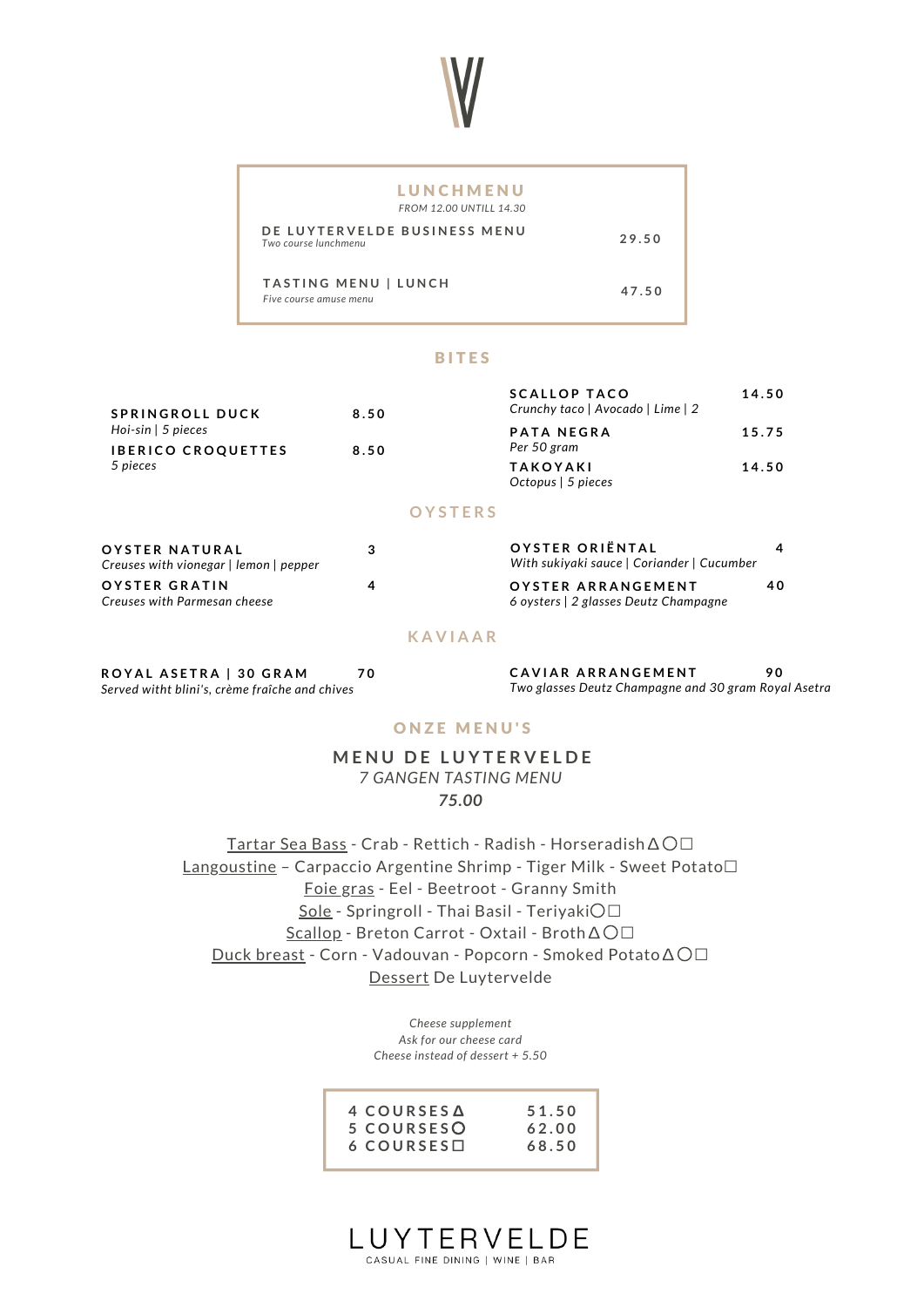## LUNCHMENU

*FROM 12.00 UNTILL 14.30*

**DE LUYTERVELDE BUSINESS MENU** — 29.50
*Two course lunchmenu*

**TASTING MENU | LUNCH** — 47.50
*Five course amuse menu*

## BITES

**SPRINGROLL DUCK** — 8.50
*Hoi-sin | 5 pieces*

**IBERICO CROQUETTES** — 8.50
*5 pieces*

**SCALLOP TACO** — 14.50
*Crunchy taco | Avocado | Lime | 2*

**PATA NEGRA** — 15.75
*Per 50 gram*

**TAKOYAKI** — 14.50
*Octopus | 5 pieces*

## OYSTERS

**OYSTER NATURAL** — 3
*Creuses with vionegar | lemon | pepper*

**OYSTER GRATIN** — 4
*Creuses with Parmesan cheese*

**OYSTER ORIËNTAL** — 4
*With sukiyaki sauce | Coriander | Cucumber*

**OYSTER ARRANGEMENT** — 40
*6 oysters | 2 glasses Deutz Champagne*

## KAVIAAR

**ROYAL ASETRA | 30 GRAM** — 70
*Served witht blini's, crème fraîche and chives*

**CAVIAR ARRANGEMENT** — 90
*Two glasses Deutz Champagne and 30 gram Royal Asetra*

## ONZE MENU'S

### MENU DE LUYTERVELDE

*7 GANGEN TASTING MENU*

***75.00***

Tartar Sea Bass - Crab - Rettich - Radish - Horseradish ∆ ○ □
Langoustine – Carpaccio Argentine Shrimp - Tiger Milk - Sweet Potato □
Foie gras - Eel - Beetroot - Granny Smith
Sole - Springroll - Thai Basil - Teriyaki ○ □
Scallop - Breton Carrot - Oxtail - Broth ∆ ○ □
Duck breast - Corn - Vadouvan - Popcorn - Smoked Potato ∆ ○ □
Dessert De Luytervelde

*Cheese supplement*
*Ask for our cheese card*
*Cheese instead of dessert + 5.50*

| | |
|---|---|
| 4 COURSES ∆ | 51.50 |
| 5 COURSES ○ | 62.00 |
| 6 COURSES □ | 68.50 |

LUYTERVELDE
CASUAL FINE DINING | WINE | BAR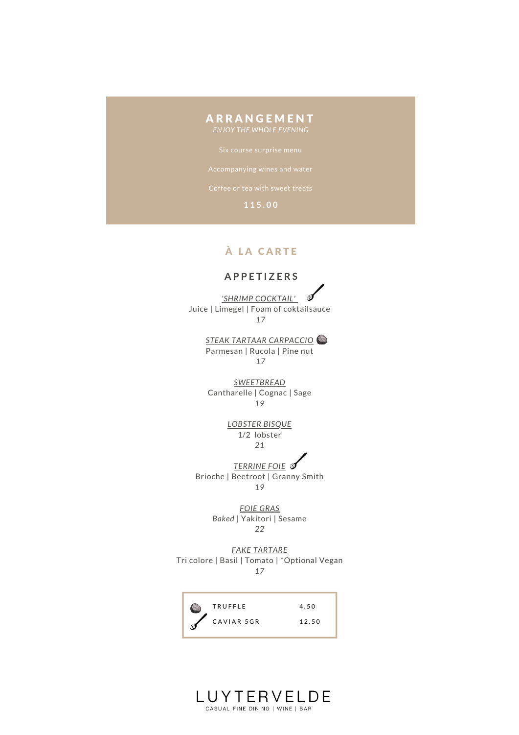## ARRANGEMENT

*ENJOY THE WHOLE EVENING*

Six course surprise menu

Accompanying wines and water

Coffee or tea with sweet treats

**115.00**

## À LA CARTE

### APPETIZERS

*'SHRIMP COCKTAIL'*
Juice | Limegel | Foam of coktailsauce
*17*

*STEAK TARTAAR CARPACCIO*
Parmesan | Rucola | Pine nut
*17*

*SWEETBREAD*
Cantharelle | Cognac | Sage
*19*

*LOBSTER BISQUE*
1/2 lobster
*21*

*TERRINE FOIE*
Brioche | Beetroot | Granny Smith
*19*

*FOIE GRAS*
*Baked* | Yakitori | Sesame
*22*

*FAKE TARTARE*
Tri colore | Basil | Tomato | *Optional Vegan
*17*

| | |
|---|---|
| TRUFFLE | 4.50 |
| CAVIAR 5GR | 12.50 |

LUYTERVELDE
CASUAL FINE DINING | WINE | BAR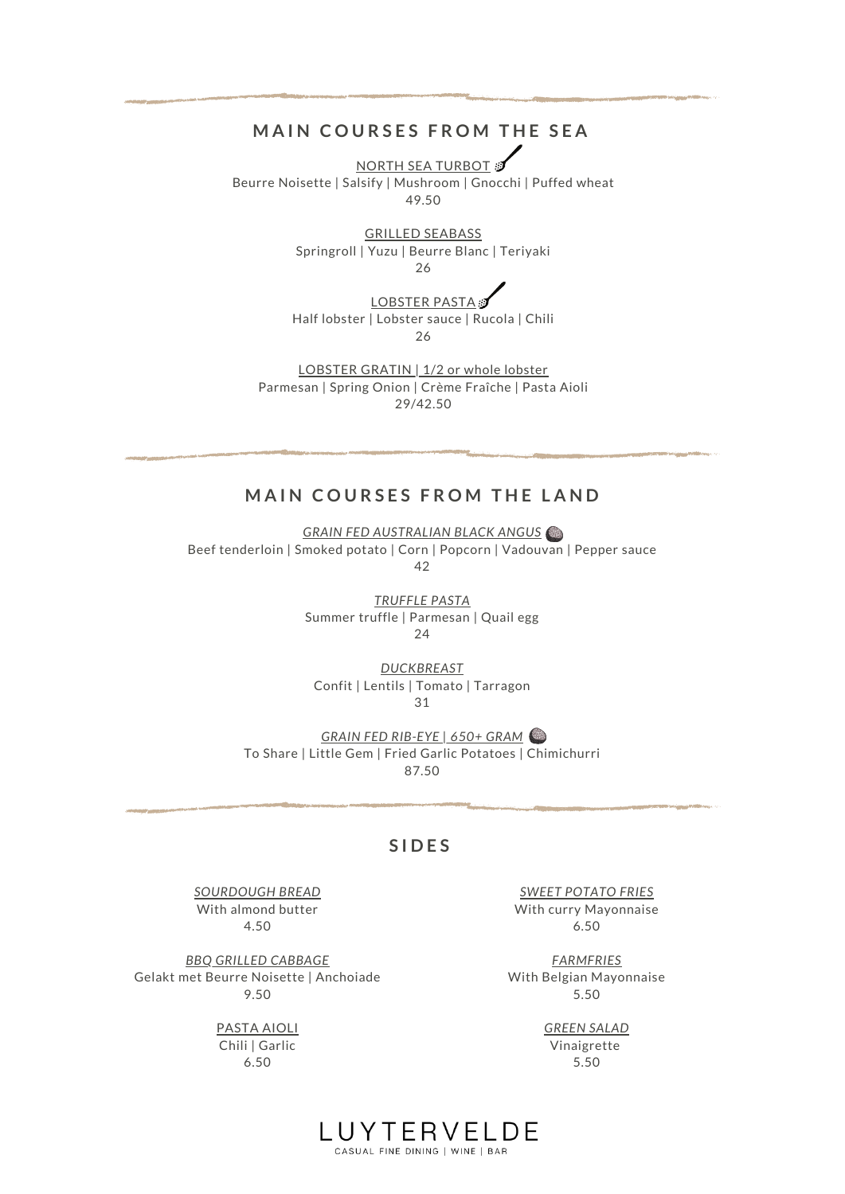## MAIN COURSES FROM THE SEA

NORTH SEA TURBOT
Beurre Noisette | Salsify | Mushroom | Gnocchi | Puffed wheat
49.50

GRILLED SEABASS
Springroll | Yuzu | Beurre Blanc | Teriyaki
26

LOBSTER PASTA
Half lobster | Lobster sauce | Rucola | Chili
26

LOBSTER GRATIN | 1/2 or whole lobster
Parmesan | Spring Onion | Crème Fraîche | Pasta Aioli
29/42.50

## MAIN COURSES FROM THE LAND

*GRAIN FED AUSTRALIAN BLACK ANGUS*
Beef tenderloin | Smoked potato | Corn | Popcorn | Vadouvan | Pepper sauce
42

*TRUFFLE PASTA*
Summer truffle | Parmesan | Quail egg
24

*DUCKBREAST*
Confit | Lentils | Tomato | Tarragon
31

*GRAIN FED RIB-EYE | 650+ GRAM*
To Share | Little Gem | Fried Garlic Potatoes | Chimichurri
87.50

## SIDES

*SOURDOUGH BREAD*
With almond butter
4.50

*BBQ GRILLED CABBAGE*
Gelakt met Beurre Noisette | Anchoiade
9.50

PASTA AIOLI
Chili | Garlic
6.50

*SWEET POTATO FRIES*
With curry Mayonnaise
6.50

*FARMFRIES*
With Belgian Mayonnaise
5.50

*GREEN SALAD*
Vinaigrette
5.50

LUYTERVELDE
CASUAL FINE DINING | WINE | BAR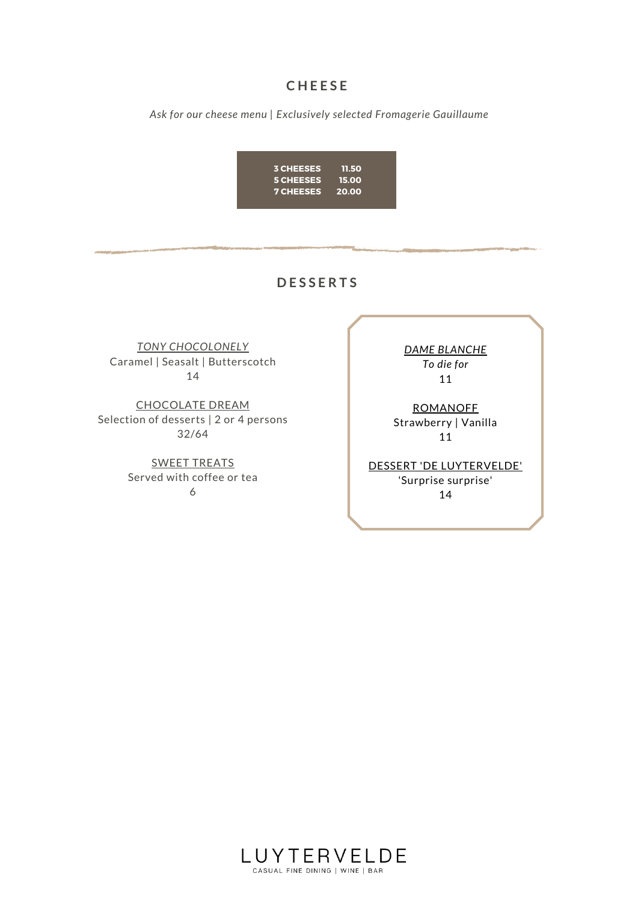## CHEESE

*Ask for our cheese menu | Exclusively selected Fromagerie Gauillaume*

| | |
|---|---|
| **3 CHEESES** | **11.50** |
| **5 CHEESES** | **15.00** |
| **7 CHEESES** | **20.00** |

## DESSERTS

*TONY CHOCOLONELY*
Caramel | Seasalt | Butterscotch
14

CHOCOLATE DREAM
Selection of desserts | 2 or 4 persons
32/64

SWEET TREATS
Served with coffee or tea
6

*DAME BLANCHE*
*To die for*
11

ROMANOFF
Strawberry | Vanilla
11

DESSERT 'DE LUYTERVELDE'
'Surprise surprise'
14

LUYTERVELDE
CASUAL FINE DINING | WINE | BAR